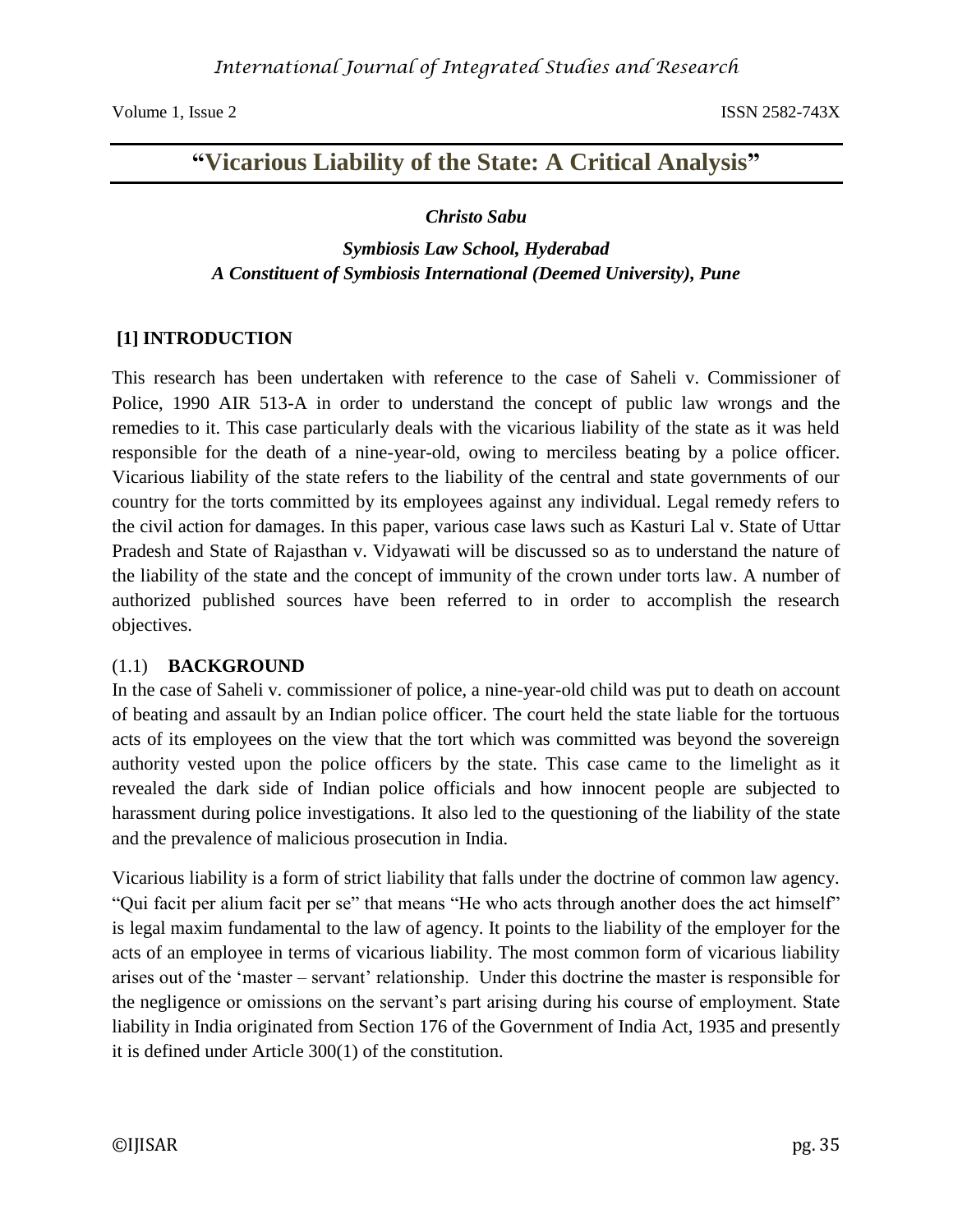# "Vicarious Liability of the State: A Critical Analysis"

***Christo Sabu***

***Symbiosis Law School, Hyderabad***
***A Constituent of Symbiosis International (Deemed University), Pune***

## [1] INTRODUCTION

This research has been undertaken with reference to the case of Saheli v. Commissioner of Police, 1990 AIR 513-A in order to understand the concept of public law wrongs and the remedies to it. This case particularly deals with the vicarious liability of the state as it was held responsible for the death of a nine-year-old, owing to merciless beating by a police officer. Vicarious liability of the state refers to the liability of the central and state governments of our country for the torts committed by its employees against any individual. Legal remedy refers to the civil action for damages. In this paper, various case laws such as Kasturi Lal v. State of Uttar Pradesh and State of Rajasthan v. Vidyawati will be discussed so as to understand the nature of the liability of the state and the concept of immunity of the crown under torts law. A number of authorized published sources have been referred to in order to accomplish the research objectives.

### (1.1) BACKGROUND

In the case of Saheli v. commissioner of police, a nine-year-old child was put to death on account of beating and assault by an Indian police officer. The court held the state liable for the tortuous acts of its employees on the view that the tort which was committed was beyond the sovereign authority vested upon the police officers by the state. This case came to the limelight as it revealed the dark side of Indian police officials and how innocent people are subjected to harassment during police investigations. It also led to the questioning of the liability of the state and the prevalence of malicious prosecution in India.

Vicarious liability is a form of strict liability that falls under the doctrine of common law agency. "Qui facit per alium facit per se" that means "He who acts through another does the act himself" is legal maxim fundamental to the law of agency. It points to the liability of the employer for the acts of an employee in terms of vicarious liability. The most common form of vicarious liability arises out of the 'master – servant' relationship. Under this doctrine the master is responsible for the negligence or omissions on the servant's part arising during his course of employment. State liability in India originated from Section 176 of the Government of India Act, 1935 and presently it is defined under Article 300(1) of the constitution.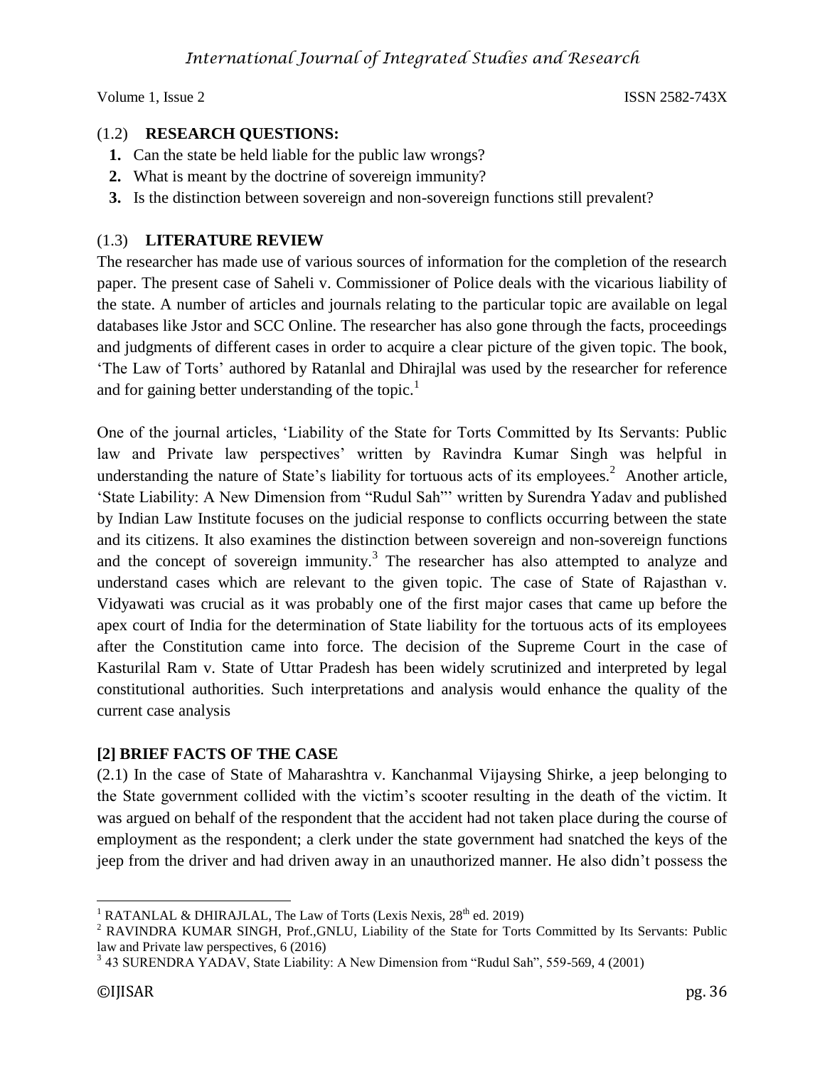## (1.2) RESEARCH QUESTIONS:

1. Can the state be held liable for the public law wrongs?
2. What is meant by the doctrine of sovereign immunity?
3. Is the distinction between sovereign and non-sovereign functions still prevalent?

## (1.3) LITERATURE REVIEW

The researcher has made use of various sources of information for the completion of the research paper. The present case of Saheli v. Commissioner of Police deals with the vicarious liability of the state. A number of articles and journals relating to the particular topic are available on legal databases like Jstor and SCC Online. The researcher has also gone through the facts, proceedings and judgments of different cases in order to acquire a clear picture of the given topic. The book, 'The Law of Torts' authored by Ratanlal and Dhirajlal was used by the researcher for reference and for gaining better understanding of the topic.[1]

One of the journal articles, 'Liability of the State for Torts Committed by Its Servants: Public law and Private law perspectives' written by Ravindra Kumar Singh was helpful in understanding the nature of State's liability for tortuous acts of its employees.[2] Another article, 'State Liability: A New Dimension from "Rudul Sah"' written by Surendra Yadav and published by Indian Law Institute focuses on the judicial response to conflicts occurring between the state and its citizens. It also examines the distinction between sovereign and non-sovereign functions and the concept of sovereign immunity.[3] The researcher has also attempted to analyze and understand cases which are relevant to the given topic. The case of State of Rajasthan v. Vidyawati was crucial as it was probably one of the first major cases that came up before the apex court of India for the determination of State liability for the tortuous acts of its employees after the Constitution came into force. The decision of the Supreme Court in the case of Kasturilal Ram v. State of Uttar Pradesh has been widely scrutinized and interpreted by legal constitutional authorities. Such interpretations and analysis would enhance the quality of the current case analysis

## [2] BRIEF FACTS OF THE CASE

(2.1) In the case of State of Maharashtra v. Kanchanmal Vijaysing Shirke, a jeep belonging to the State government collided with the victim's scooter resulting in the death of the victim. It was argued on behalf of the respondent that the accident had not taken place during the course of employment as the respondent; a clerk under the state government had snatched the keys of the jeep from the driver and had driven away in an unauthorized manner. He also didn't possess the

---

[1] RATANLAL & DHIRAJLAL, The Law of Torts (Lexis Nexis, 28th ed. 2019)

[2] RAVINDRA KUMAR SINGH, Prof.,GNLU, Liability of the State for Torts Committed by Its Servants: Public law and Private law perspectives, 6 (2016)

[3] 43 SURENDRA YADAV, State Liability: A New Dimension from "Rudul Sah", 559-569, 4 (2001)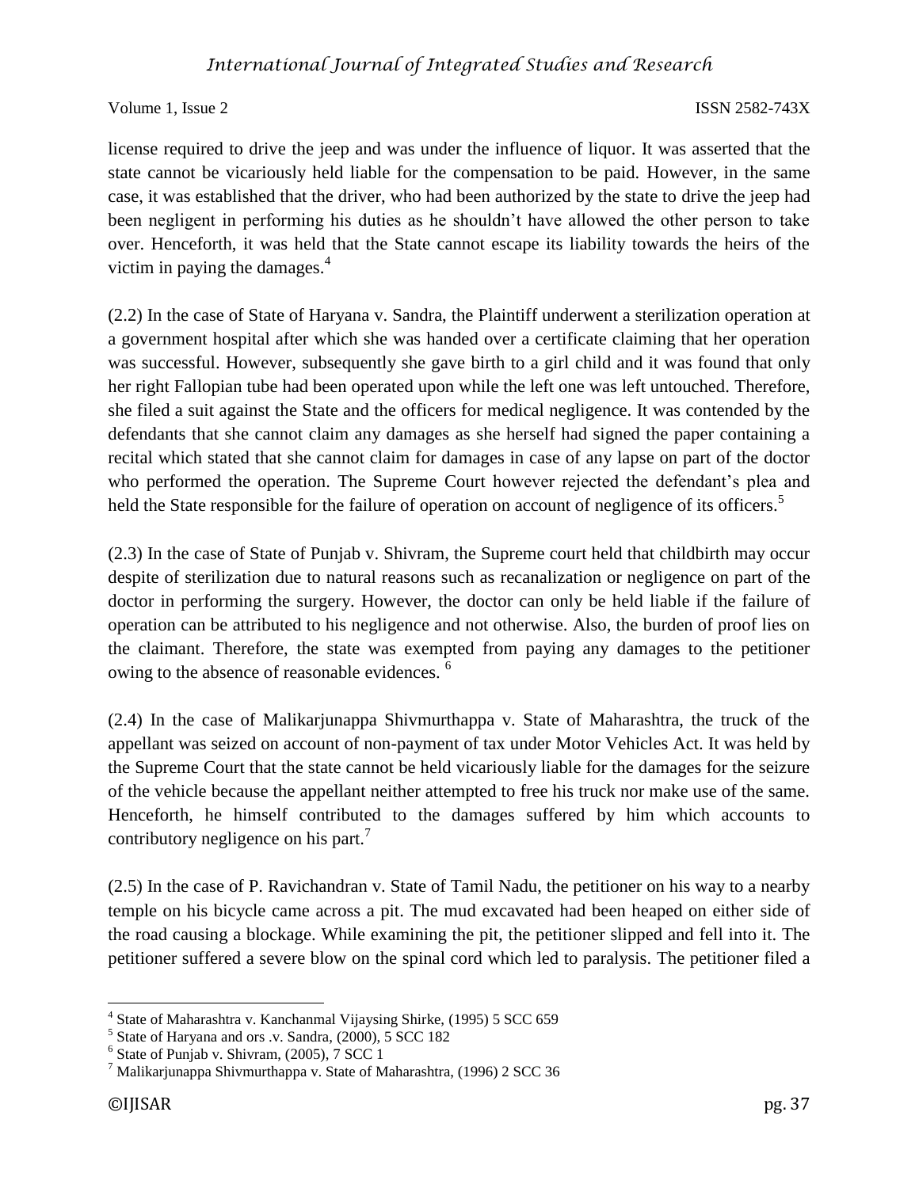license required to drive the jeep and was under the influence of liquor. It was asserted that the state cannot be vicariously held liable for the compensation to be paid. However, in the same case, it was established that the driver, who had been authorized by the state to drive the jeep had been negligent in performing his duties as he shouldn't have allowed the other person to take over. Henceforth, it was held that the State cannot escape its liability towards the heirs of the victim in paying the damages.[4]

(2.2) In the case of State of Haryana v. Sandra, the Plaintiff underwent a sterilization operation at a government hospital after which she was handed over a certificate claiming that her operation was successful. However, subsequently she gave birth to a girl child and it was found that only her right Fallopian tube had been operated upon while the left one was left untouched. Therefore, she filed a suit against the State and the officers for medical negligence. It was contended by the defendants that she cannot claim any damages as she herself had signed the paper containing a recital which stated that she cannot claim for damages in case of any lapse on part of the doctor who performed the operation. The Supreme Court however rejected the defendant's plea and held the State responsible for the failure of operation on account of negligence of its officers.[5]

(2.3) In the case of State of Punjab v. Shivram, the Supreme court held that childbirth may occur despite of sterilization due to natural reasons such as recanalization or negligence on part of the doctor in performing the surgery. However, the doctor can only be held liable if the failure of operation can be attributed to his negligence and not otherwise. Also, the burden of proof lies on the claimant. Therefore, the state was exempted from paying any damages to the petitioner owing to the absence of reasonable evidences.[6]

(2.4) In the case of Malikarjunappa Shivmurthappa v. State of Maharashtra, the truck of the appellant was seized on account of non-payment of tax under Motor Vehicles Act. It was held by the Supreme Court that the state cannot be held vicariously liable for the damages for the seizure of the vehicle because the appellant neither attempted to free his truck nor make use of the same. Henceforth, he himself contributed to the damages suffered by him which accounts to contributory negligence on his part.[7]

(2.5) In the case of P. Ravichandran v. State of Tamil Nadu, the petitioner on his way to a nearby temple on his bicycle came across a pit. The mud excavated had been heaped on either side of the road causing a blockage. While examining the pit, the petitioner slipped and fell into it. The petitioner suffered a severe blow on the spinal cord which led to paralysis. The petitioner filed a

---

[4] State of Maharashtra v. Kanchanmal Vijaysing Shirke, (1995) 5 SCC 659

[5] State of Haryana and ors .v. Sandra, (2000), 5 SCC 182

[6] State of Punjab v. Shivram, (2005), 7 SCC 1

[7] Malikarjunappa Shivmurthappa v. State of Maharashtra, (1996) 2 SCC 36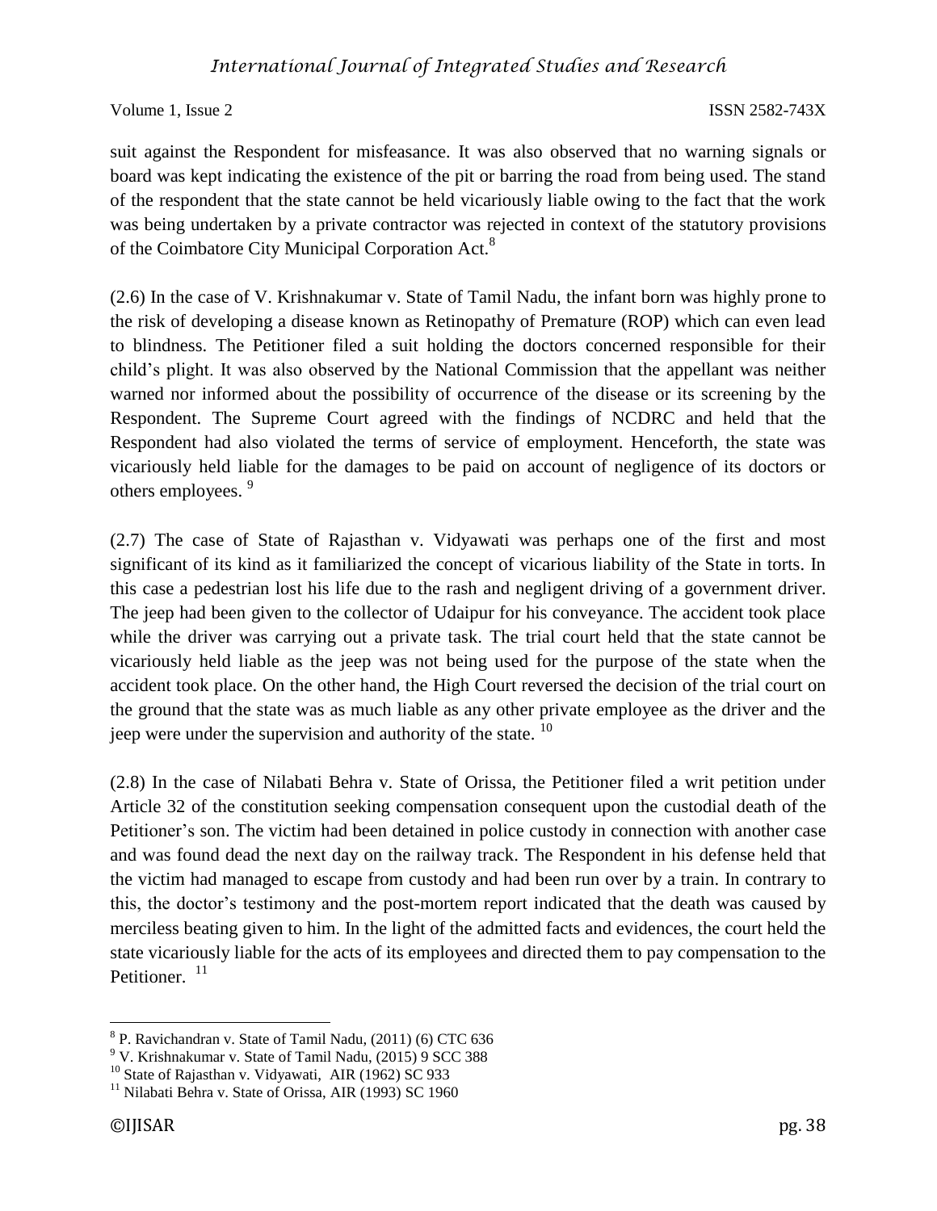suit against the Respondent for misfeasance. It was also observed that no warning signals or board was kept indicating the existence of the pit or barring the road from being used. The stand of the respondent that the state cannot be held vicariously liable owing to the fact that the work was being undertaken by a private contractor was rejected in context of the statutory provisions of the Coimbatore City Municipal Corporation Act.[8]

(2.6) In the case of V. Krishnakumar v. State of Tamil Nadu, the infant born was highly prone to the risk of developing a disease known as Retinopathy of Premature (ROP) which can even lead to blindness. The Petitioner filed a suit holding the doctors concerned responsible for their child's plight. It was also observed by the National Commission that the appellant was neither warned nor informed about the possibility of occurrence of the disease or its screening by the Respondent. The Supreme Court agreed with the findings of NCDRC and held that the Respondent had also violated the terms of service of employment. Henceforth, the state was vicariously held liable for the damages to be paid on account of negligence of its doctors or others employees. [9]

(2.7) The case of State of Rajasthan v. Vidyawati was perhaps one of the first and most significant of its kind as it familiarized the concept of vicarious liability of the State in torts. In this case a pedestrian lost his life due to the rash and negligent driving of a government driver. The jeep had been given to the collector of Udaipur for his conveyance. The accident took place while the driver was carrying out a private task. The trial court held that the state cannot be vicariously held liable as the jeep was not being used for the purpose of the state when the accident took place. On the other hand, the High Court reversed the decision of the trial court on the ground that the state was as much liable as any other private employee as the driver and the jeep were under the supervision and authority of the state. [10]

(2.8) In the case of Nilabati Behra v. State of Orissa, the Petitioner filed a writ petition under Article 32 of the constitution seeking compensation consequent upon the custodial death of the Petitioner's son. The victim had been detained in police custody in connection with another case and was found dead the next day on the railway track. The Respondent in his defense held that the victim had managed to escape from custody and had been run over by a train. In contrary to this, the doctor's testimony and the post-mortem report indicated that the death was caused by merciless beating given to him. In the light of the admitted facts and evidences, the court held the state vicariously liable for the acts of its employees and directed them to pay compensation to the Petitioner. [11]

---

[8] P. Ravichandran v. State of Tamil Nadu, (2011) (6) CTC 636

[9] V. Krishnakumar v. State of Tamil Nadu, (2015) 9 SCC 388

[10] State of Rajasthan v. Vidyawati, AIR (1962) SC 933

[11] Nilabati Behra v. State of Orissa, AIR (1993) SC 1960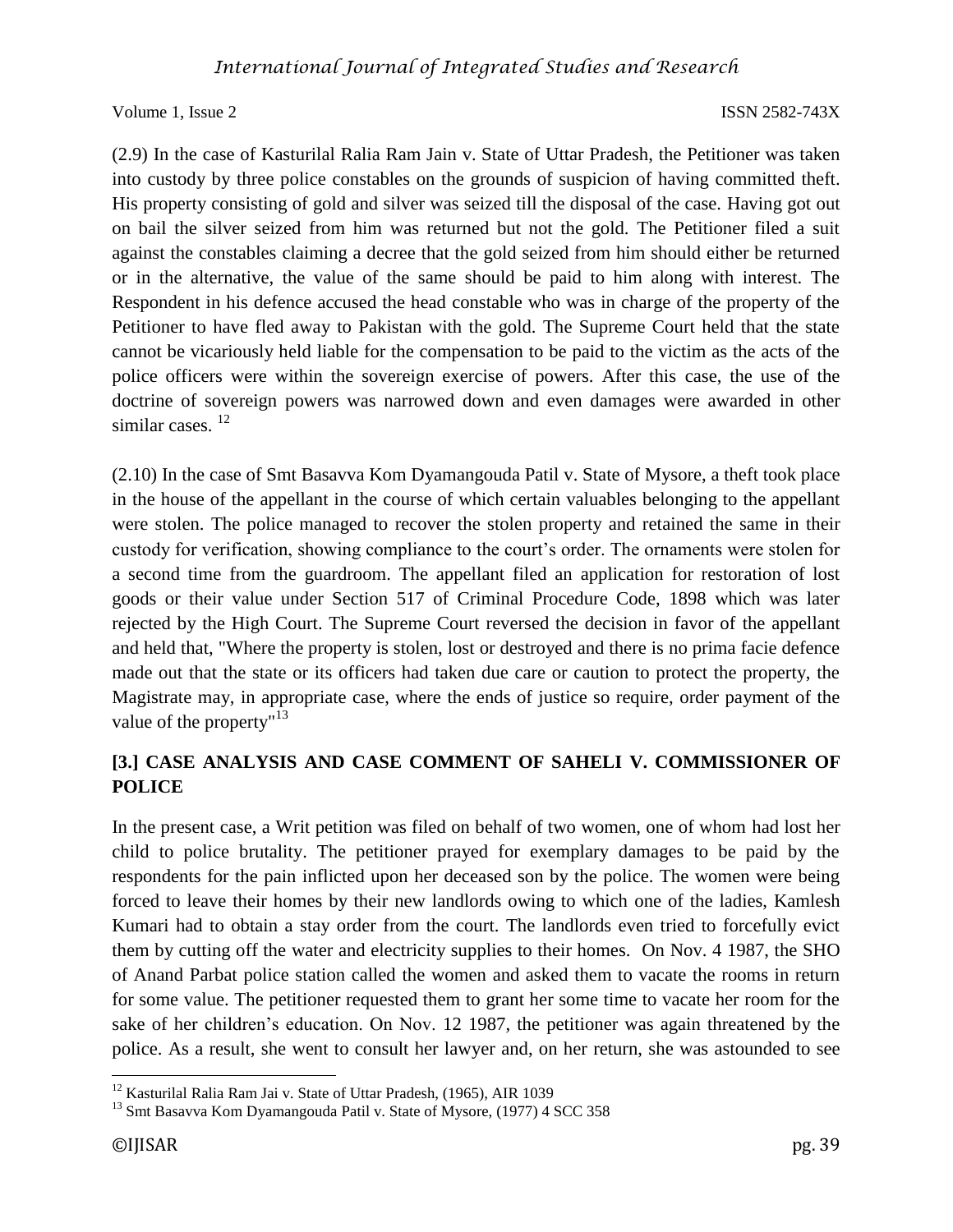(2.9) In the case of Kasturilal Ralia Ram Jain v. State of Uttar Pradesh, the Petitioner was taken into custody by three police constables on the grounds of suspicion of having committed theft. His property consisting of gold and silver was seized till the disposal of the case. Having got out on bail the silver seized from him was returned but not the gold. The Petitioner filed a suit against the constables claiming a decree that the gold seized from him should either be returned or in the alternative, the value of the same should be paid to him along with interest. The Respondent in his defence accused the head constable who was in charge of the property of the Petitioner to have fled away to Pakistan with the gold. The Supreme Court held that the state cannot be vicariously held liable for the compensation to be paid to the victim as the acts of the police officers were within the sovereign exercise of powers. After this case, the use of the doctrine of sovereign powers was narrowed down and even damages were awarded in other similar cases. [12]

(2.10) In the case of Smt Basavva Kom Dyamangouda Patil v. State of Mysore, a theft took place in the house of the appellant in the course of which certain valuables belonging to the appellant were stolen. The police managed to recover the stolen property and retained the same in their custody for verification, showing compliance to the court's order. The ornaments were stolen for a second time from the guardroom. The appellant filed an application for restoration of lost goods or their value under Section 517 of Criminal Procedure Code, 1898 which was later rejected by the High Court. The Supreme Court reversed the decision in favor of the appellant and held that, "Where the property is stolen, lost or destroyed and there is no prima facie defence made out that the state or its officers had taken due care or caution to protect the property, the Magistrate may, in appropriate case, where the ends of justice so require, order payment of the value of the property"[13]

## [3.] CASE ANALYSIS AND CASE COMMENT OF SAHELI V. COMMISSIONER OF POLICE

In the present case, a Writ petition was filed on behalf of two women, one of whom had lost her child to police brutality. The petitioner prayed for exemplary damages to be paid by the respondents for the pain inflicted upon her deceased son by the police. The women were being forced to leave their homes by their new landlords owing to which one of the ladies, Kamlesh Kumari had to obtain a stay order from the court. The landlords even tried to forcefully evict them by cutting off the water and electricity supplies to their homes. On Nov. 4 1987, the SHO of Anand Parbat police station called the women and asked them to vacate the rooms in return for some value. The petitioner requested them to grant her some time to vacate her room for the sake of her children's education. On Nov. 12 1987, the petitioner was again threatened by the police. As a result, she went to consult her lawyer and, on her return, she was astounded to see

---

[12] Kasturilal Ralia Ram Jai v. State of Uttar Pradesh, (1965), AIR 1039

[13] Smt Basavva Kom Dyamangouda Patil v. State of Mysore, (1977) 4 SCC 358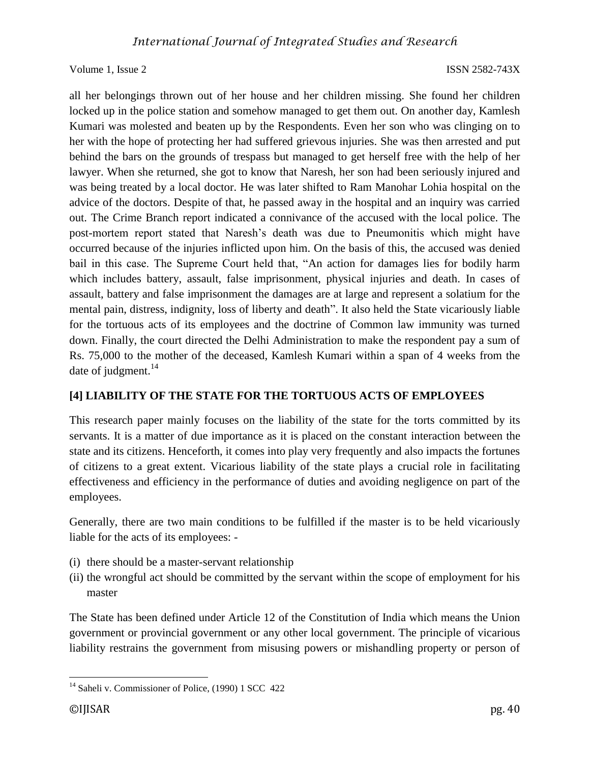all her belongings thrown out of her house and her children missing. She found her children locked up in the police station and somehow managed to get them out. On another day, Kamlesh Kumari was molested and beaten up by the Respondents. Even her son who was clinging on to her with the hope of protecting her had suffered grievous injuries. She was then arrested and put behind the bars on the grounds of trespass but managed to get herself free with the help of her lawyer. When she returned, she got to know that Naresh, her son had been seriously injured and was being treated by a local doctor. He was later shifted to Ram Manohar Lohia hospital on the advice of the doctors. Despite of that, he passed away in the hospital and an inquiry was carried out. The Crime Branch report indicated a connivance of the accused with the local police. The post-mortem report stated that Naresh's death was due to Pneumonitis which might have occurred because of the injuries inflicted upon him. On the basis of this, the accused was denied bail in this case. The Supreme Court held that, "An action for damages lies for bodily harm which includes battery, assault, false imprisonment, physical injuries and death. In cases of assault, battery and false imprisonment the damages are at large and represent a solatium for the mental pain, distress, indignity, loss of liberty and death". It also held the State vicariously liable for the tortuous acts of its employees and the doctrine of Common law immunity was turned down. Finally, the court directed the Delhi Administration to make the respondent pay a sum of Rs. 75,000 to the mother of the deceased, Kamlesh Kumari within a span of 4 weeks from the date of judgment.[14]

## [4] LIABILITY OF THE STATE FOR THE TORTUOUS ACTS OF EMPLOYEES

This research paper mainly focuses on the liability of the state for the torts committed by its servants. It is a matter of due importance as it is placed on the constant interaction between the state and its citizens. Henceforth, it comes into play very frequently and also impacts the fortunes of citizens to a great extent. Vicarious liability of the state plays a crucial role in facilitating effectiveness and efficiency in the performance of duties and avoiding negligence on part of the employees.

Generally, there are two main conditions to be fulfilled if the master is to be held vicariously liable for the acts of its employees: -

(i) there should be a master-servant relationship
(ii) the wrongful act should be committed by the servant within the scope of employment for his master

The State has been defined under Article 12 of the Constitution of India which means the Union government or provincial government or any other local government. The principle of vicarious liability restrains the government from misusing powers or mishandling property or person of

[14] Saheli v. Commissioner of Police, (1990) 1 SCC 422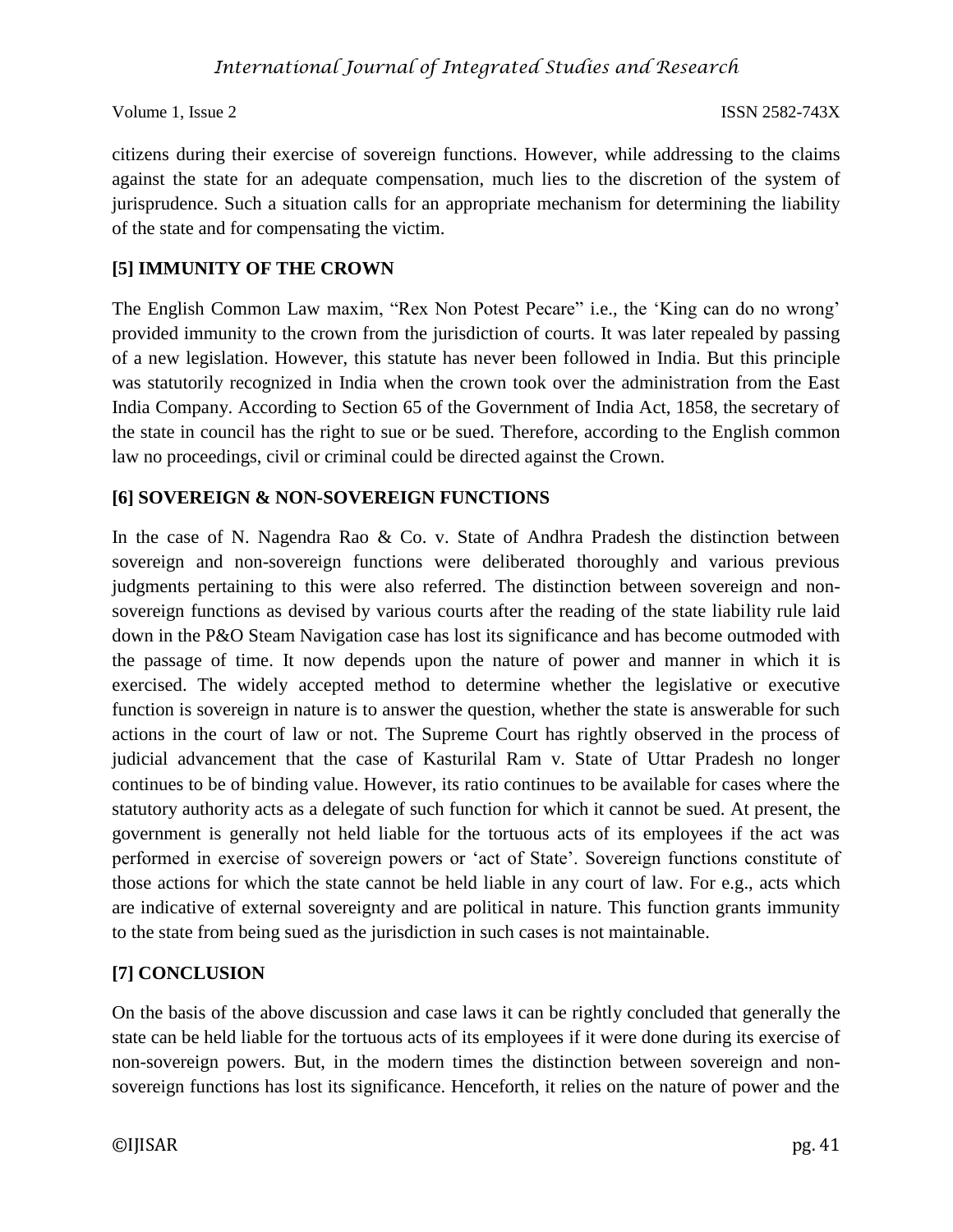citizens during their exercise of sovereign functions. However, while addressing to the claims against the state for an adequate compensation, much lies to the discretion of the system of jurisprudence. Such a situation calls for an appropriate mechanism for determining the liability of the state and for compensating the victim.

## [5] IMMUNITY OF THE CROWN

The English Common Law maxim, "Rex Non Potest Pecare" i.e., the 'King can do no wrong' provided immunity to the crown from the jurisdiction of courts. It was later repealed by passing of a new legislation. However, this statute has never been followed in India. But this principle was statutorily recognized in India when the crown took over the administration from the East India Company. According to Section 65 of the Government of India Act, 1858, the secretary of the state in council has the right to sue or be sued. Therefore, according to the English common law no proceedings, civil or criminal could be directed against the Crown.

## [6] SOVEREIGN & NON-SOVEREIGN FUNCTIONS

In the case of N. Nagendra Rao & Co. v. State of Andhra Pradesh the distinction between sovereign and non-sovereign functions were deliberated thoroughly and various previous judgments pertaining to this were also referred. The distinction between sovereign and non-sovereign functions as devised by various courts after the reading of the state liability rule laid down in the P&O Steam Navigation case has lost its significance and has become outmoded with the passage of time. It now depends upon the nature of power and manner in which it is exercised. The widely accepted method to determine whether the legislative or executive function is sovereign in nature is to answer the question, whether the state is answerable for such actions in the court of law or not. The Supreme Court has rightly observed in the process of judicial advancement that the case of Kasturilal Ram v. State of Uttar Pradesh no longer continues to be of binding value. However, its ratio continues to be available for cases where the statutory authority acts as a delegate of such function for which it cannot be sued. At present, the government is generally not held liable for the tortuous acts of its employees if the act was performed in exercise of sovereign powers or 'act of State'. Sovereign functions constitute of those actions for which the state cannot be held liable in any court of law. For e.g., acts which are indicative of external sovereignty and are political in nature. This function grants immunity to the state from being sued as the jurisdiction in such cases is not maintainable.

## [7] CONCLUSION

On the basis of the above discussion and case laws it can be rightly concluded that generally the state can be held liable for the tortuous acts of its employees if it were done during its exercise of non-sovereign powers. But, in the modern times the distinction between sovereign and non-sovereign functions has lost its significance. Henceforth, it relies on the nature of power and the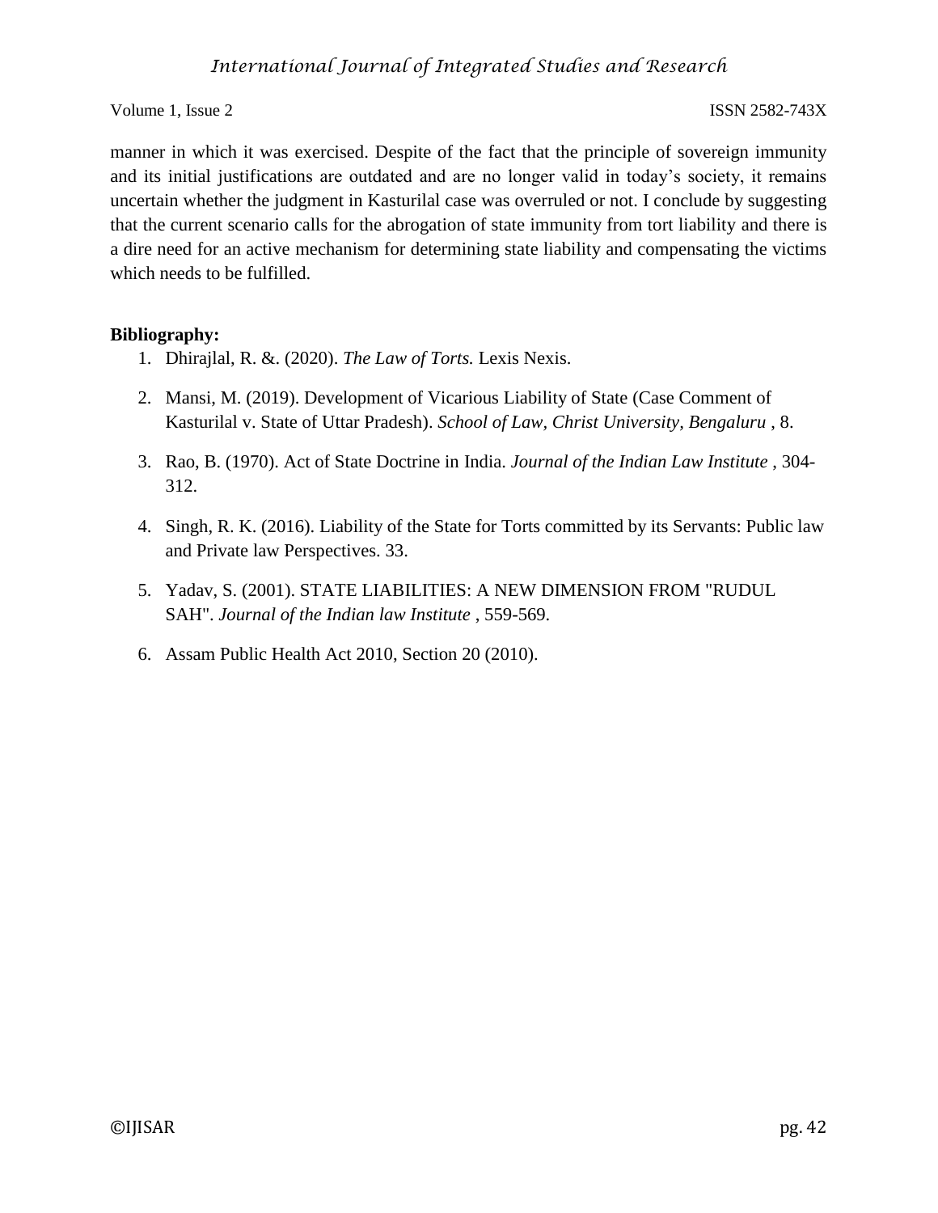manner in which it was exercised. Despite of the fact that the principle of sovereign immunity and its initial justifications are outdated and are no longer valid in today's society, it remains uncertain whether the judgment in Kasturilal case was overruled or not. I conclude by suggesting that the current scenario calls for the abrogation of state immunity from tort liability and there is a dire need for an active mechanism for determining state liability and compensating the victims which needs to be fulfilled.

**Bibliography:**

1. Dhirajlal, R. &. (2020). *The Law of Torts.* Lexis Nexis.
2. Mansi, M. (2019). Development of Vicarious Liability of State (Case Comment of Kasturilal v. State of Uttar Pradesh). *School of Law, Christ University, Bengaluru* , 8.
3. Rao, B. (1970). Act of State Doctrine in India. *Journal of the Indian Law Institute* , 304-312.
4. Singh, R. K. (2016). Liability of the State for Torts committed by its Servants: Public law and Private law Perspectives. 33.
5. Yadav, S. (2001). STATE LIABILITIES: A NEW DIMENSION FROM "RUDUL SAH". *Journal of the Indian law Institute* , 559-569.
6. Assam Public Health Act 2010, Section 20 (2010).